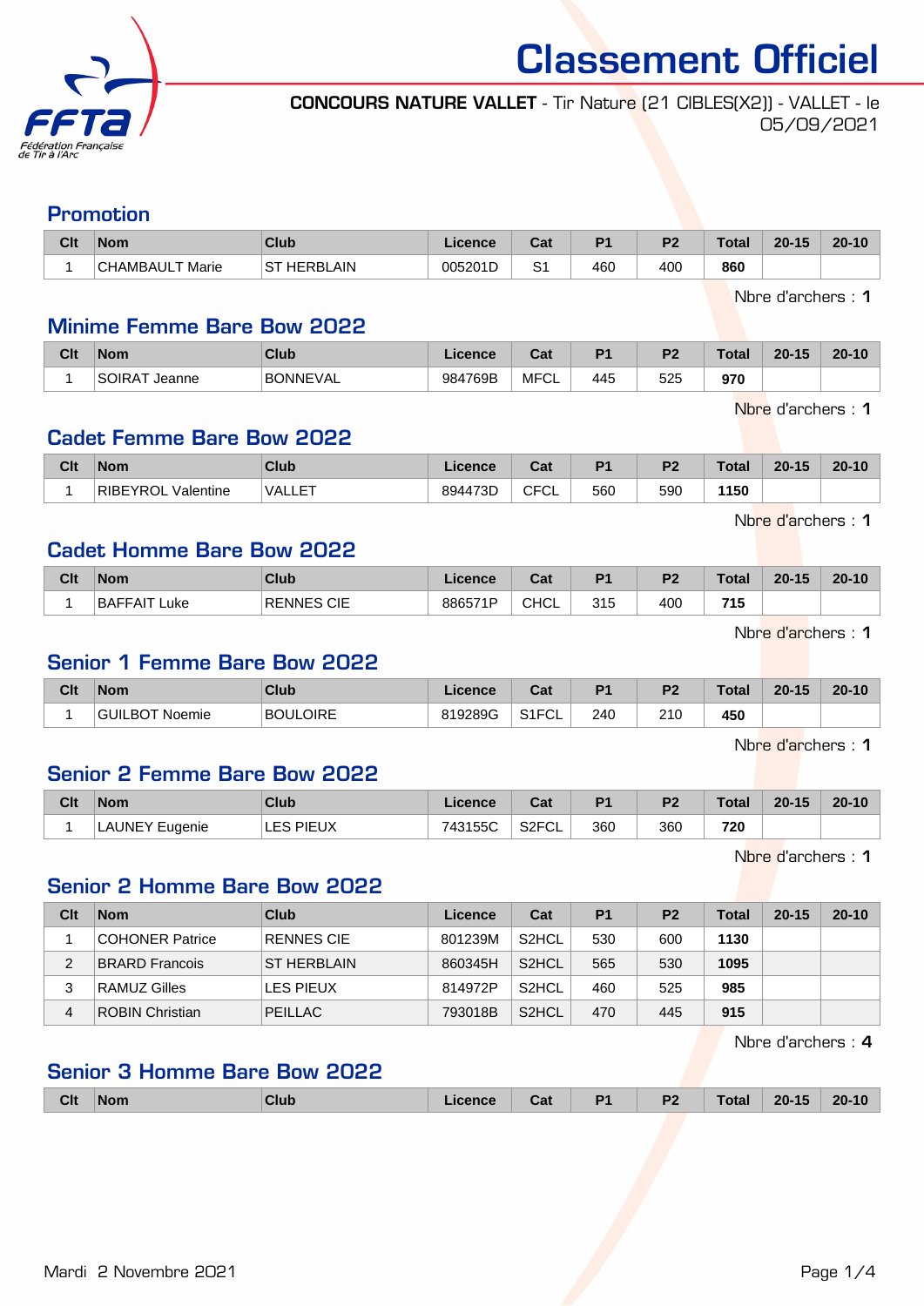# Classement Officiel

**CONCOURS NATURE VALLET** - Tir Nature (21 CIBLES(X2)) - VALLET - le 05/09/2021

## Promotion

| Clt | Nom | Club | Licence | Cat | P1 | P2 | Total | 20-15 | 20-10 |
|---|---|---|---|---|---|---|---|---|---|
| 1 | CHAMBAULT Marie | ST HERBLAIN | 005201D | S1 | 460 | 400 | **860** | | |

Nbre d'archers : **1**

## Minime Femme Bare Bow 2022

| Clt | Nom | Club | Licence | Cat | P1 | P2 | Total | 20-15 | 20-10 |
|---|---|---|---|---|---|---|---|---|---|
| 1 | SOIRAT Jeanne | BONNEVAL | 984769B | MFCL | 445 | 525 | **970** | | |

Nbre d'archers : **1**

## Cadet Femme Bare Bow 2022

| Clt | Nom | Club | Licence | Cat | P1 | P2 | Total | 20-15 | 20-10 |
|---|---|---|---|---|---|---|---|---|---|
| 1 | RIBEYROL Valentine | VALLET | 894473D | CFCL | 560 | 590 | **1150** | | |

Nbre d'archers : **1**

## Cadet Homme Bare Bow 2022

| Clt | Nom | Club | Licence | Cat | P1 | P2 | Total | 20-15 | 20-10 |
|---|---|---|---|---|---|---|---|---|---|
| 1 | BAFFAIT Luke | RENNES CIE | 886571P | CHCL | 315 | 400 | **715** | | |

Nbre d'archers : **1**

## Senior 1 Femme Bare Bow 2022

| Clt | Nom | Club | Licence | Cat | P1 | P2 | Total | 20-15 | 20-10 |
|---|---|---|---|---|---|---|---|---|---|
| 1 | GUILBOT Noemie | BOULOIRE | 819289G | S1FCL | 240 | 210 | **450** | | |

Nbre d'archers : **1**

## Senior 2 Femme Bare Bow 2022

| Clt | Nom | Club | Licence | Cat | P1 | P2 | Total | 20-15 | 20-10 |
|---|---|---|---|---|---|---|---|---|---|
| 1 | LAUNEY Eugenie | LES PIEUX | 743155C | S2FCL | 360 | 360 | **720** | | |

Nbre d'archers : **1**

## Senior 2 Homme Bare Bow 2022

| Clt | Nom | Club | Licence | Cat | P1 | P2 | Total | 20-15 | 20-10 |
|---|---|---|---|---|---|---|---|---|---|
| 1 | COHONER Patrice | RENNES CIE | 801239M | S2HCL | 530 | 600 | **1130** | | |
| 2 | BRARD Francois | ST HERBLAIN | 860345H | S2HCL | 565 | 530 | **1095** | | |
| 3 | RAMUZ Gilles | LES PIEUX | 814972P | S2HCL | 460 | 525 | **985** | | |
| 4 | ROBIN Christian | PEILLAC | 793018B | S2HCL | 470 | 445 | **915** | | |

Nbre d'archers : **4**

## Senior 3 Homme Bare Bow 2022

| Clt | Nom | Club | Licence | Cat | P1 | P2 | Total | 20-15 | 20-10 |
|---|---|---|---|---|---|---|---|---|---|

Mardi 2 Novembre 2021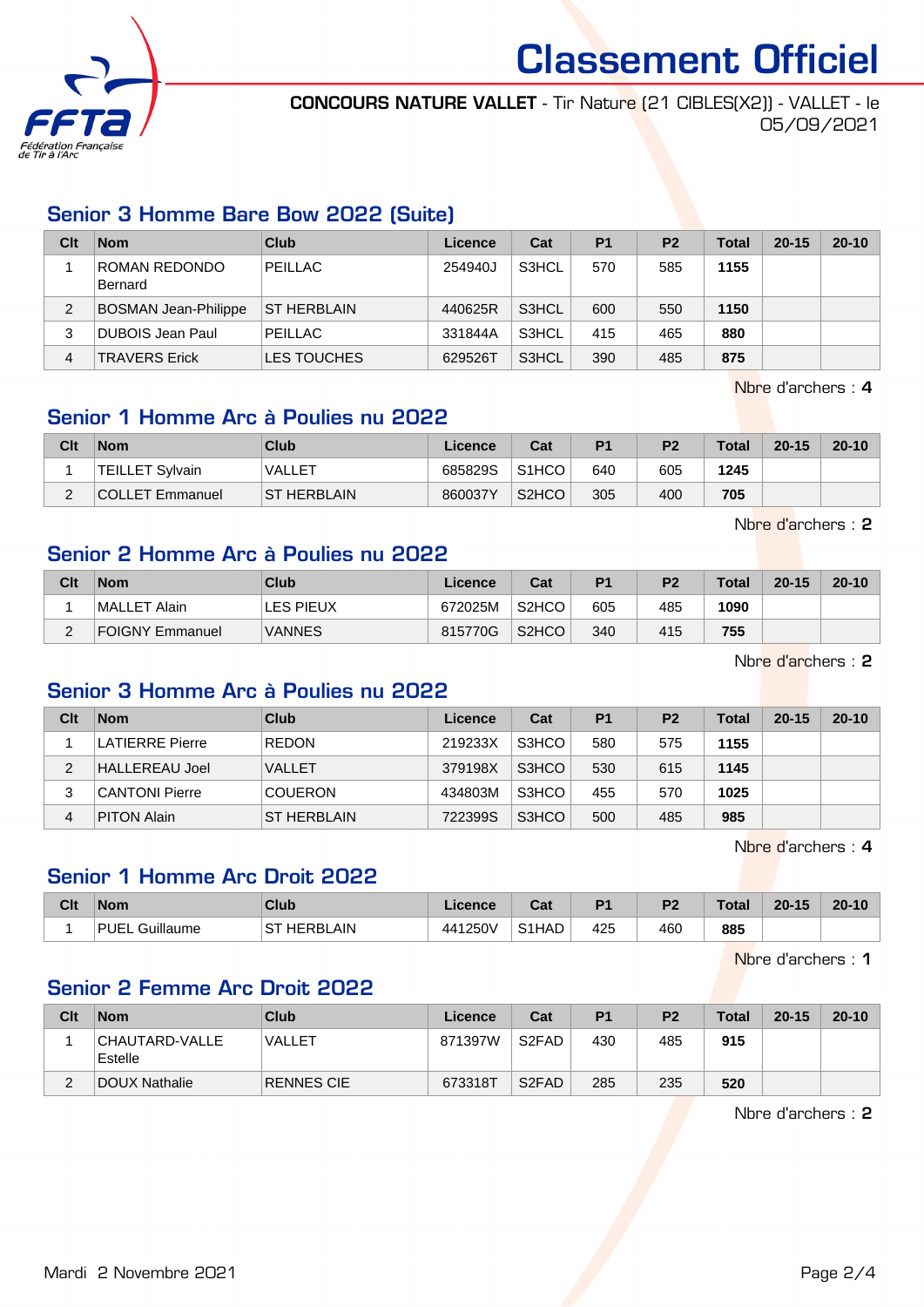# Classement Officiel

**CONCOURS NATURE VALLET** - Tir Nature (21 CIBLES(X2)) - VALLET - le 05/09/2021

## Senior 3 Homme Bare Bow 2022 (Suite)

| Clt | Nom | Club | Licence | Cat | P1 | P2 | Total | 20-15 | 20-10 |
|---|---|---|---|---|---|---|---|---|---|
| 1 | ROMAN REDONDO Bernard | PEILLAC | 254940J | S3HCL | 570 | 585 | **1155** | | |
| 2 | BOSMAN Jean-Philippe | ST HERBLAIN | 440625R | S3HCL | 600 | 550 | **1150** | | |
| 3 | DUBOIS Jean Paul | PEILLAC | 331844A | S3HCL | 415 | 465 | **880** | | |
| 4 | TRAVERS Erick | LES TOUCHES | 629526T | S3HCL | 390 | 485 | **875** | | |

Nbre d'archers : **4**

## Senior 1 Homme Arc à Poulies nu 2022

| Clt | Nom | Club | Licence | Cat | P1 | P2 | Total | 20-15 | 20-10 |
|---|---|---|---|---|---|---|---|---|---|
| 1 | TEILLET Sylvain | VALLET | 685829S | S1HCO | 640 | 605 | **1245** | | |
| 2 | COLLET Emmanuel | ST HERBLAIN | 860037Y | S2HCO | 305 | 400 | **705** | | |

Nbre d'archers : **2**

## Senior 2 Homme Arc à Poulies nu 2022

| Clt | Nom | Club | Licence | Cat | P1 | P2 | Total | 20-15 | 20-10 |
|---|---|---|---|---|---|---|---|---|---|
| 1 | MALLET Alain | LES PIEUX | 672025M | S2HCO | 605 | 485 | **1090** | | |
| 2 | FOIGNY Emmanuel | VANNES | 815770G | S2HCO | 340 | 415 | **755** | | |

Nbre d'archers : **2**

## Senior 3 Homme Arc à Poulies nu 2022

| Clt | Nom | Club | Licence | Cat | P1 | P2 | Total | 20-15 | 20-10 |
|---|---|---|---|---|---|---|---|---|---|
| 1 | LATIERRE Pierre | REDON | 219233X | S3HCO | 580 | 575 | **1155** | | |
| 2 | HALLEREAU Joel | VALLET | 379198X | S3HCO | 530 | 615 | **1145** | | |
| 3 | CANTONI Pierre | COUERON | 434803M | S3HCO | 455 | 570 | **1025** | | |
| 4 | PITON Alain | ST HERBLAIN | 722399S | S3HCO | 500 | 485 | **985** | | |

Nbre d'archers : **4**

## Senior 1 Homme Arc Droit 2022

| Clt | Nom | Club | Licence | Cat | P1 | P2 | Total | 20-15 | 20-10 |
|---|---|---|---|---|---|---|---|---|---|
| 1 | PUEL Guillaume | ST HERBLAIN | 441250V | S1HAD | 425 | 460 | **885** | | |

Nbre d'archers : **1**

## Senior 2 Femme Arc Droit 2022

| Clt | Nom | Club | Licence | Cat | P1 | P2 | Total | 20-15 | 20-10 |
|---|---|---|---|---|---|---|---|---|---|
| 1 | CHAUTARD-VALLE Estelle | VALLET | 871397W | S2FAD | 430 | 485 | **915** | | |
| 2 | DOUX Nathalie | RENNES CIE | 673318T | S2FAD | 285 | 235 | **520** | | |

Nbre d'archers : **2**

Mardi 2 Novembre 2021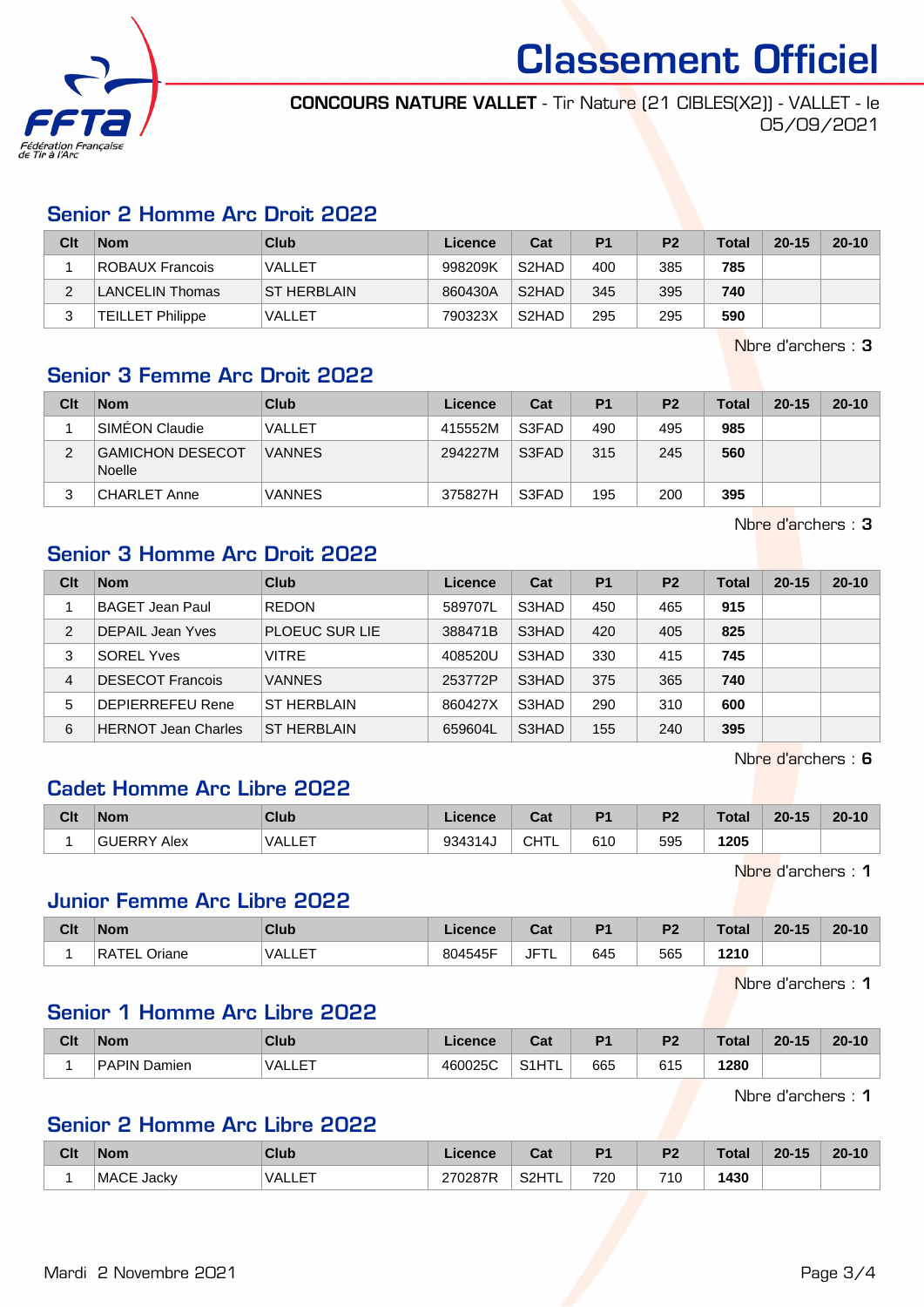# Classement Officiel

**CONCOURS NATURE VALLET** - Tir Nature (21 CIBLES(X2)) - VALLET - le 05/09/2021

## Senior 2 Homme Arc Droit 2022

| Clt | Nom | Club | Licence | Cat | P1 | P2 | Total | 20-15 | 20-10 |
|---|---|---|---|---|---|---|---|---|---|
| 1 | ROBAUX Francois | VALLET | 998209K | S2HAD | 400 | 385 | **785** | | |
| 2 | LANCELIN Thomas | ST HERBLAIN | 860430A | S2HAD | 345 | 395 | **740** | | |
| 3 | TEILLET Philippe | VALLET | 790323X | S2HAD | 295 | 295 | **590** | | |

Nbre d'archers : **3**

## Senior 3 Femme Arc Droit 2022

| Clt | Nom | Club | Licence | Cat | P1 | P2 | Total | 20-15 | 20-10 |
|---|---|---|---|---|---|---|---|---|---|
| 1 | SIMÉON Claudie | VALLET | 415552M | S3FAD | 490 | 495 | **985** | | |
| 2 | GAMICHON DESECOT Noelle | VANNES | 294227M | S3FAD | 315 | 245 | **560** | | |
| 3 | CHARLET Anne | VANNES | 375827H | S3FAD | 195 | 200 | **395** | | |

Nbre d'archers : **3**

## Senior 3 Homme Arc Droit 2022

| Clt | Nom | Club | Licence | Cat | P1 | P2 | Total | 20-15 | 20-10 |
|---|---|---|---|---|---|---|---|---|---|
| 1 | BAGET Jean Paul | REDON | 589707L | S3HAD | 450 | 465 | **915** | | |
| 2 | DEPAIL Jean Yves | PLOEUC SUR LIE | 388471B | S3HAD | 420 | 405 | **825** | | |
| 3 | SOREL Yves | VITRE | 408520U | S3HAD | 330 | 415 | **745** | | |
| 4 | DESECOT Francois | VANNES | 253772P | S3HAD | 375 | 365 | **740** | | |
| 5 | DEPIERREFEU Rene | ST HERBLAIN | 860427X | S3HAD | 290 | 310 | **600** | | |
| 6 | HERNOT Jean Charles | ST HERBLAIN | 659604L | S3HAD | 155 | 240 | **395** | | |

Nbre d'archers : **6**

## Cadet Homme Arc Libre 2022

| Clt | Nom | Club | Licence | Cat | P1 | P2 | Total | 20-15 | 20-10 |
|---|---|---|---|---|---|---|---|---|---|
| 1 | GUERRY Alex | VALLET | 934314J | CHTL | 610 | 595 | **1205** | | |

Nbre d'archers : **1**

## Junior Femme Arc Libre 2022

| Clt | Nom | Club | Licence | Cat | P1 | P2 | Total | 20-15 | 20-10 |
|---|---|---|---|---|---|---|---|---|---|
| 1 | RATEL Oriane | VALLET | 804545F | JFTL | 645 | 565 | **1210** | | |

Nbre d'archers : **1**

## Senior 1 Homme Arc Libre 2022

| Clt | Nom | Club | Licence | Cat | P1 | P2 | Total | 20-15 | 20-10 |
|---|---|---|---|---|---|---|---|---|---|
| 1 | PAPIN Damien | VALLET | 460025C | S1HTL | 665 | 615 | **1280** | | |

Nbre d'archers : **1**

## Senior 2 Homme Arc Libre 2022

| Clt | Nom | Club | Licence | Cat | P1 | P2 | Total | 20-15 | 20-10 |
|---|---|---|---|---|---|---|---|---|---|
| 1 | MACE Jacky | VALLET | 270287R | S2HTL | 720 | 710 | **1430** | | |

Mardi 2 Novembre 2021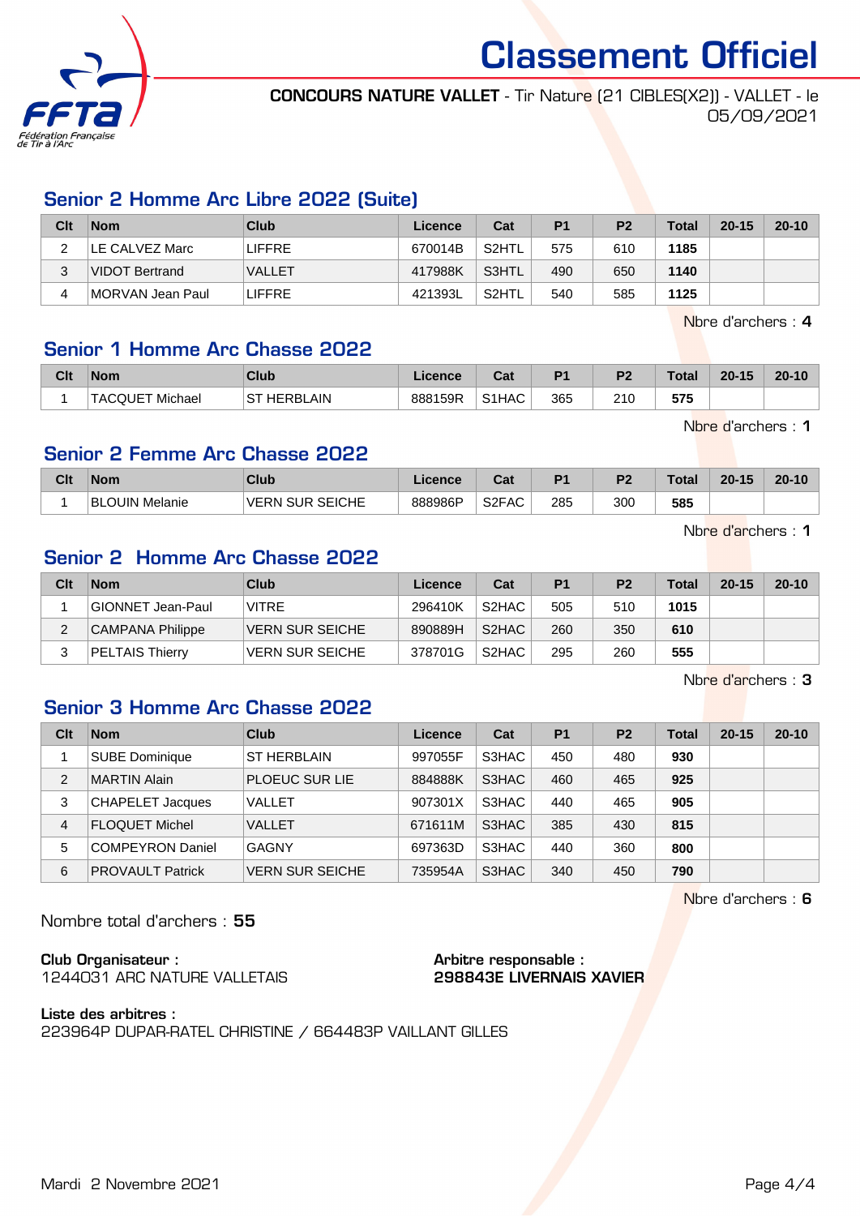# Classement Officiel

**CONCOURS NATURE VALLET** - Tir Nature (21 CIBLES(X2)) - VALLET - le 05/09/2021

## Senior 2 Homme Arc Libre 2022 (Suite)

| Clt | Nom | Club | Licence | Cat | P1 | P2 | Total | 20-15 | 20-10 |
|---|---|---|---|---|---|---|---|---|---|
| 2 | LE CALVEZ Marc | LIFFRE | 670014B | S2HTL | 575 | 610 | **1185** | | |
| 3 | VIDOT Bertrand | VALLET | 417988K | S3HTL | 490 | 650 | **1140** | | |
| 4 | MORVAN Jean Paul | LIFFRE | 421393L | S2HTL | 540 | 585 | **1125** | | |

Nbre d'archers : **4**

## Senior 1 Homme Arc Chasse 2022

| Clt | Nom | Club | Licence | Cat | P1 | P2 | Total | 20-15 | 20-10 |
|---|---|---|---|---|---|---|---|---|---|
| 1 | TACQUET Michael | ST HERBLAIN | 888159R | S1HAC | 365 | 210 | **575** | | |

Nbre d'archers : **1**

## Senior 2 Femme Arc Chasse 2022

| Clt | Nom | Club | Licence | Cat | P1 | P2 | Total | 20-15 | 20-10 |
|---|---|---|---|---|---|---|---|---|---|
| 1 | BLOUIN Melanie | VERN SUR SEICHE | 888986P | S2FAC | 285 | 300 | **585** | | |

Nbre d'archers : **1**

## Senior 2 Homme Arc Chasse 2022

| Clt | Nom | Club | Licence | Cat | P1 | P2 | Total | 20-15 | 20-10 |
|---|---|---|---|---|---|---|---|---|---|
| 1 | GIONNET Jean-Paul | VITRE | 296410K | S2HAC | 505 | 510 | **1015** | | |
| 2 | CAMPANA Philippe | VERN SUR SEICHE | 890889H | S2HAC | 260 | 350 | **610** | | |
| 3 | PELTAIS Thierry | VERN SUR SEICHE | 378701G | S2HAC | 295 | 260 | **555** | | |

Nbre d'archers : **3**

## Senior 3 Homme Arc Chasse 2022

| Clt | Nom | Club | Licence | Cat | P1 | P2 | Total | 20-15 | 20-10 |
|---|---|---|---|---|---|---|---|---|---|
| 1 | SUBE Dominique | ST HERBLAIN | 997055F | S3HAC | 450 | 480 | **930** | | |
| 2 | MARTIN Alain | PLOEUC SUR LIE | 884888K | S3HAC | 460 | 465 | **925** | | |
| 3 | CHAPELET Jacques | VALLET | 907301X | S3HAC | 440 | 465 | **905** | | |
| 4 | FLOQUET Michel | VALLET | 671611M | S3HAC | 385 | 430 | **815** | | |
| 5 | COMPEYRON Daniel | GAGNY | 697363D | S3HAC | 440 | 360 | **800** | | |
| 6 | PROVAULT Patrick | VERN SUR SEICHE | 735954A | S3HAC | 340 | 450 | **790** | | |

Nbre d'archers : **6**

Nombre total d'archers : **55**

**Club Organisateur :**
1244031 ARC NATURE VALLETAIS

**Arbitre responsable :**
**298843E LIVERNAIS XAVIER**

**Liste des arbitres :**
223964P DUPAR-RATEL CHRISTINE / 664483P VAILLANT GILLES

Mardi 2 Novembre 2021